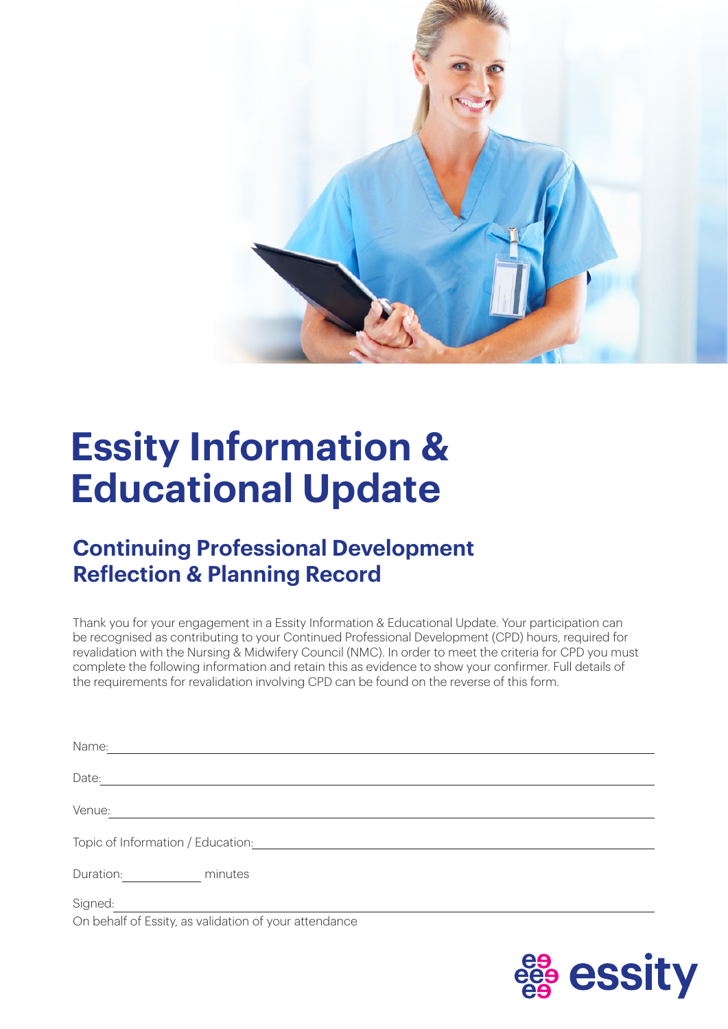# Essity Information & Educational Update

## Continuing Professional Development Reflection & Planning Record

Thank you for your engagement in a Essity Information & Educational Update. Your participation can be recognised as contributing to your Continued Professional Development (CPD) hours, required for revalidation with the Nursing & Midwifery Council (NMC). In order to meet the criteria for CPD you must complete the following information and retain this as evidence to show your confirmer. Full details of the requirements for revalidation involving CPD can be found on the reverse of this form.

Name: ______________________________

Date: ______________________________

Venue: ______________________________

Topic of Information / Education: ______________________________

Duration: __________ minutes

Signed: ______________________________

On behalf of Essity, as validation of your attendance

essity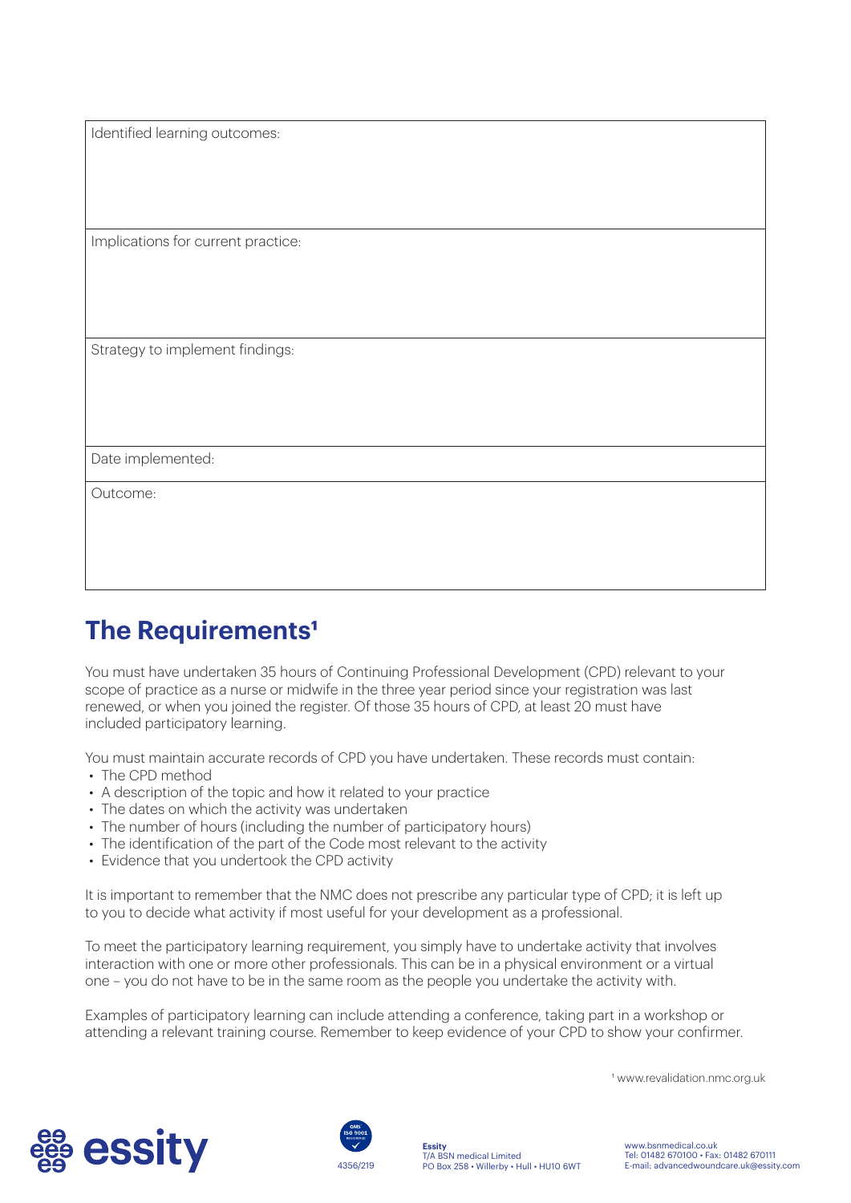| |
|---|
| Identified learning outcomes: |
| Implications for current practice: |
| Strategy to implement findings: |
| Date implemented: |
| Outcome: |

## The Requirements[1]

You must have undertaken 35 hours of Continuing Professional Development (CPD) relevant to your scope of practice as a nurse or midwife in the three year period since your registration was last renewed, or when you joined the register. Of those 35 hours of CPD, at least 20 must have included participatory learning.

You must maintain accurate records of CPD you have undertaken. These records must contain:

- The CPD method
- A description of the topic and how it related to your practice
- The dates on which the activity was undertaken
- The number of hours (including the number of participatory hours)
- The identification of the part of the Code most relevant to the activity
- Evidence that you undertook the CPD activity

It is important to remember that the NMC does not prescribe any particular type of CPD; it is left up to you to decide what activity if most useful for your development as a professional.

To meet the participatory learning requirement, you simply have to undertake activity that involves interaction with one or more other professionals. This can be in a physical environment or a virtual one – you do not have to be in the same room as the people you undertake the activity with.

Examples of participatory learning can include attending a conference, taking part in a workshop or attending a relevant training course. Remember to keep evidence of your CPD to show your confirmer.

[1] www.revalidation.nmc.org.uk

essity

4356/219

**Essity**
T/A BSN medical Limited
PO Box 258 • Willerby • Hull • HU10 6WT

www.bsnmedical.co.uk
Tel: 01482 670100 • Fax: 01482 670111
E-mail: advancedwoundcare.uk@essity.com